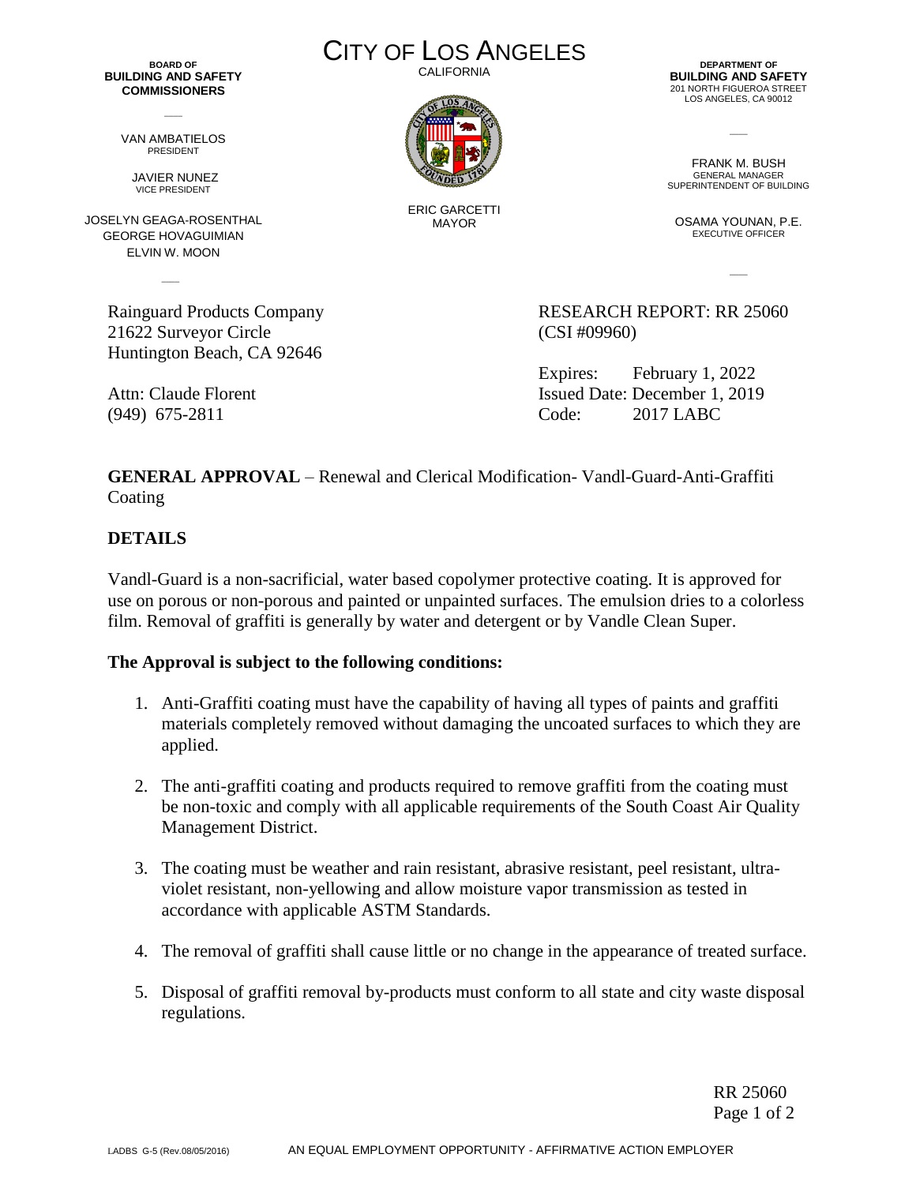BOARD OF
**BUILDING AND SAFETY COMMISSIONERS**

VAN AMBATIELOS
PRESIDENT

JAVIER NUNEZ
VICE PRESIDENT

JOSELYN GEAGA-ROSENTHAL
GEORGE HOVAGUIMIAN
ELVIN W. MOON

# CITY OF LOS ANGELES

CALIFORNIA

ERIC GARCETTI
MAYOR

DEPARTMENT OF
**BUILDING AND SAFETY**
201 NORTH FIGUEROA STREET
LOS ANGELES, CA 90012

FRANK M. BUSH
GENERAL MANAGER
SUPERINTENDENT OF BUILDING

OSAMA YOUNAN, P.E.
EXECUTIVE OFFICER

Rainguard Products Company
21622 Surveyor Circle
Huntington Beach, CA 92646

Attn: Claude Florent
(949) 675-2811

RESEARCH REPORT: RR 25060
(CSI #09960)

Expires: February 1, 2022
Issued Date: December 1, 2019
Code: 2017 LABC

**GENERAL APPROVAL** – Renewal and Clerical Modification- Vandl-Guard-Anti-Graffiti Coating

## DETAILS

Vandl-Guard is a non-sacrificial, water based copolymer protective coating. It is approved for use on porous or non-porous and painted or unpainted surfaces. The emulsion dries to a colorless film. Removal of graffiti is generally by water and detergent or by Vandle Clean Super.

**The Approval is subject to the following conditions:**

1. Anti-Graffiti coating must have the capability of having all types of paints and graffiti materials completely removed without damaging the uncoated surfaces to which they are applied.

2. The anti-graffiti coating and products required to remove graffiti from the coating must be non-toxic and comply with all applicable requirements of the South Coast Air Quality Management District.

3. The coating must be weather and rain resistant, abrasive resistant, peel resistant, ultra-violet resistant, non-yellowing and allow moisture vapor transmission as tested in accordance with applicable ASTM Standards.

4. The removal of graffiti shall cause little or no change in the appearance of treated surface.

5. Disposal of graffiti removal by-products must conform to all state and city waste disposal regulations.

LADBS G-5 (Rev.08/05/2016) AN EQUAL EMPLOYMENT OPPORTUNITY - AFFIRMATIVE ACTION EMPLOYER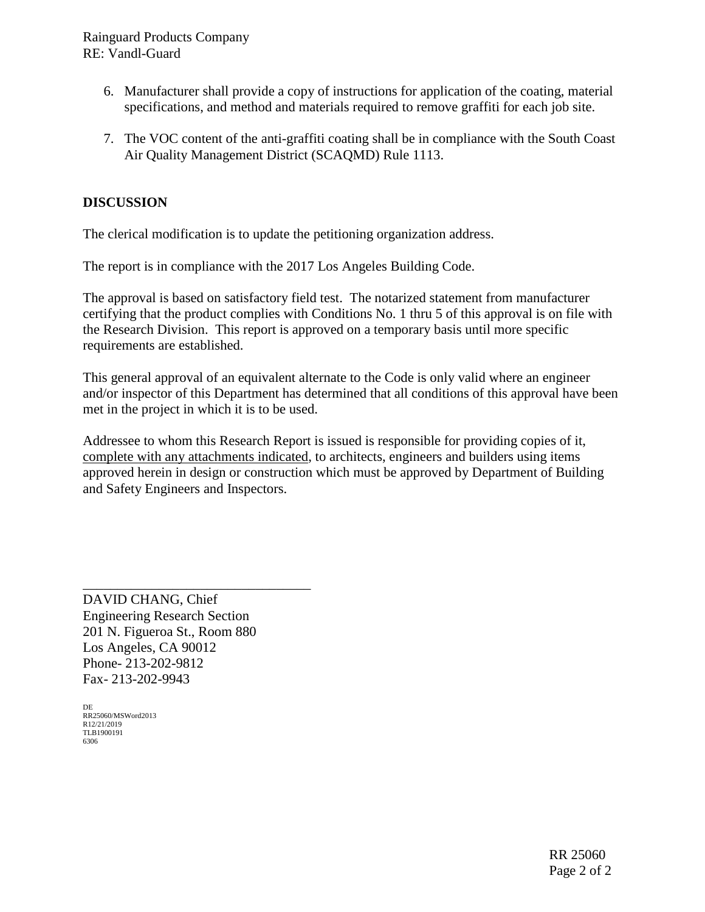6. Manufacturer shall provide a copy of instructions for application of the coating, material specifications, and method and materials required to remove graffiti for each job site.

7. The VOC content of the anti-graffiti coating shall be in compliance with the South Coast Air Quality Management District (SCAQMD) Rule 1113.

**DISCUSSION**

The clerical modification is to update the petitioning organization address.

The report is in compliance with the 2017 Los Angeles Building Code.

The approval is based on satisfactory field test. The notarized statement from manufacturer certifying that the product complies with Conditions No. 1 thru 5 of this approval is on file with the Research Division. This report is approved on a temporary basis until more specific requirements are established.

This general approval of an equivalent alternate to the Code is only valid where an engineer and/or inspector of this Department has determined that all conditions of this approval have been met in the project in which it is to be used.

Addressee to whom this Research Report is issued is responsible for providing copies of it, complete with any attachments indicated, to architects, engineers and builders using items approved herein in design or construction which must be approved by Department of Building and Safety Engineers and Inspectors.

\_\_\_\_\_\_\_\_\_\_\_\_\_\_\_\_\_\_\_\_\_\_\_\_\_\_\_\_\_\_\_\_\_\_

DAVID CHANG, Chief
Engineering Research Section
201 N. Figueroa St., Room 880
Los Angeles, CA 90012
Phone- 213-202-9812
Fax- 213-202-9943

DE
RR25060/MSWord2013
R12/21/2019
TLB1900191
6306